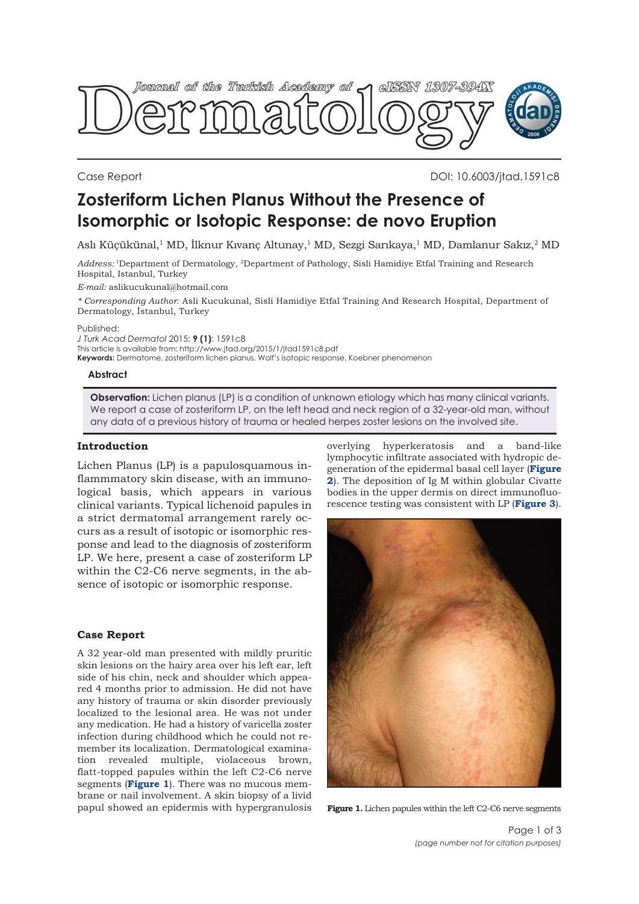Journal of the Turkish Academy of Dermatology — eISSN 1307-394X

Case Report

DOI: 10.6003/jtad.1591c8

# Zosteriform Lichen Planus Without the Presence of Isomorphic or Isotopic Response: de novo Eruption

Aslı Küçükünal,[1] MD, İlknur Kıvanç Altunay,[1] MD, Sezgi Sarıkaya,[1] MD, Damlanur Sakız,[2] MD

*Address:* [1]Department of Dermatology, [2]Department of Pathology, Sisli Hamidiye Etfal Training and Research Hospital, Istanbul, Turkey

*E-mail:* aslikucukunal@hotmail.com

*\* Corresponding Author:* Asli Kucukunal, Sisli Hamidiye Etfal Training And Research Hospital, Department of Dermatology, İstanbul, Turkey

Published:
*J Turk Acad Dermatol* 2015; **9 (1)**: 1591c8
This article is available from: http://www.jtad.org/2015/1/jtad1591c8.pdf
**Keywords:** Dermatome, zosteriform lichen planus, Wolf's isotopic response, Koebner phenomenon

## Abstract

**Observation:** Lichen planus (LP) is a condition of unknown etiology which has many clinical variants. We report a case of zosteriform LP, on the left head and neck region of a 32-year-old man, without any data of a previous history of trauma or healed herpes zoster lesions on the involved site.

## Introduction

Lichen Planus (LP) is a papulosquamous inflammmatory skin disease, with an immunological basis, which appears in various clinical variants. Typical lichenoid papules in a strict dermatomal arrangement rarely occurs as a result of isotopic or isomorphic response and lead to the diagnosis of zosteriform LP. We here, present a case of zosteriform LP within the C2-C6 nerve segments, in the absence of isotopic or isomorphic response.

## Case Report

A 32 year-old man presented with mildly pruritic skin lesions on the hairy area over his left ear, left side of his chin, neck and shoulder which appeared 4 months prior to admission. He did not have any history of trauma or skin disorder previously localized to the lesional area. He was not under any medication. He had a history of varicella zoster infection during childhood which he could not remember its localization. Dermatological examination revealed multiple, violaceous brown, flatt-topped papules within the left C2-C6 nerve segments (**Figure 1**). There was no mucous membrane or nail involvement. A skin biopsy of a livid papul showed an epidermis with hypergranulosis overlying hyperkeratosis and a band-like lymphocytic infiltrate associated with hydropic degeneration of the epidermal basal cell layer (**Figure 2**). The deposition of Ig M within globular Civatte bodies in the upper dermis on direct immunofluorescence testing was consistent with LP (**Figure 3**).

**Figure 1.** Lichen papules within the left C2-C6 nerve segments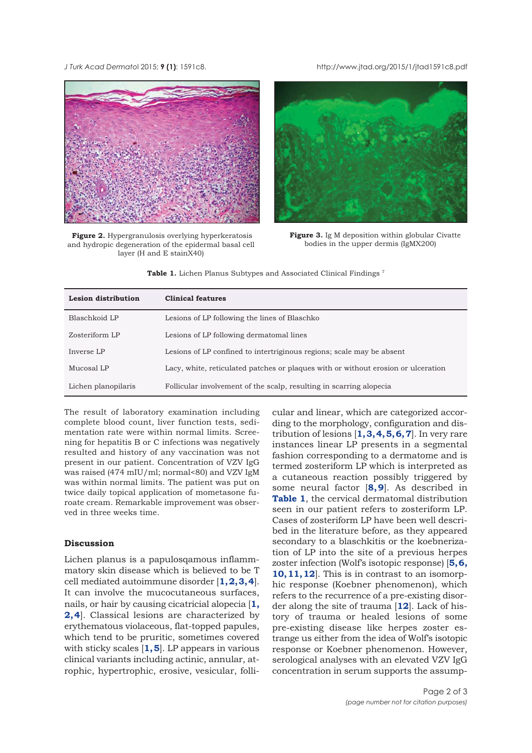**Figure 2.** Hypergranulosis overlying hyperkeratosis and hydropic degeneration of the epidermal basal cell layer (H and E stainX40)

**Figure 3.** Ig M deposition within globular Civatte bodies in the upper dermis (IgMX200)

**Table 1.** Lichen Planus Subtypes and Associated Clinical Findings [7]

| Lesion distribution | Clinical features |
|---|---|
| Blaschkoid LP | Lesions of LP following the lines of Blaschko |
| Zosteriform LP | Lesions of LP following dermatomal lines |
| Inverse LP | Lesions of LP confined to intertriginous regions; scale may be absent |
| Mucosal LP | Lacy, white, reticulated patches or plaques with or without erosion or ulceration |
| Lichen planopilaris | Follicular involvement of the scalp, resulting in scarring alopecia |

The result of laboratory examination including complete blood count, liver function tests, sedimentation rate were within normal limits. Screening for hepatitis B or C infections was negatively resulted and history of any vaccination was not present in our patient. Concentration of VZV IgG was raised (474 mIU/ml; normal<80) and VZV IgM was within normal limits. The patient was put on twice daily topical application of mometasone furoate cream. Remarkable improvement was observed in three weeks time.

## Discussion

Lichen planus is a papulosqamous inflammmatory skin disease which is believed to be T cell mediated autoimmune disorder [**1, 2, 3, 4**]. It can involve the mucocutaneous surfaces, nails, or hair by causing cicatricial alopecia [**1, 2, 4**]. Classical lesions are characterized by erythematous violaceous, flat-topped papules, which tend to be pruritic, sometimes covered with sticky scales [**1, 5**]. LP appears in various clinical variants including actinic, annular, atrophic, hypertrophic, erosive, vesicular, follicular and linear, which are categorized according to the morphology, configuration and distribution of lesions [**1, 3, 4, 5, 6, 7**]. In very rare instances linear LP presents in a segmental fashion corresponding to a dermatome and is termed zosteriform LP which is interpreted as a cutaneous reaction possibly triggered by some neural factor [**8, 9**]. As described in **Table 1**, the cervical dermatomal distribution seen in our patient refers to zosteriform LP. Cases of zosteriform LP have been well described in the literature before, as they appeared secondary to a blaschkitis or the koebnerization of LP into the site of a previous herpes zoster infection (Wolf's isotopic response) [**5, 6, 10, 11, 12**]. This is in contrast to an isomorphic response (Koebner phenomenon), which refers to the recurrence of a pre-existing disorder along the site of trauma [**12**]. Lack of history of trauma or healed lesions of some pre-existing disease like herpes zoster estrange us either from the idea of Wolf's isotopic response or Koebner phenomenon. However, serological analyses with an elevated VZV IgG concentration in serum supports the assump-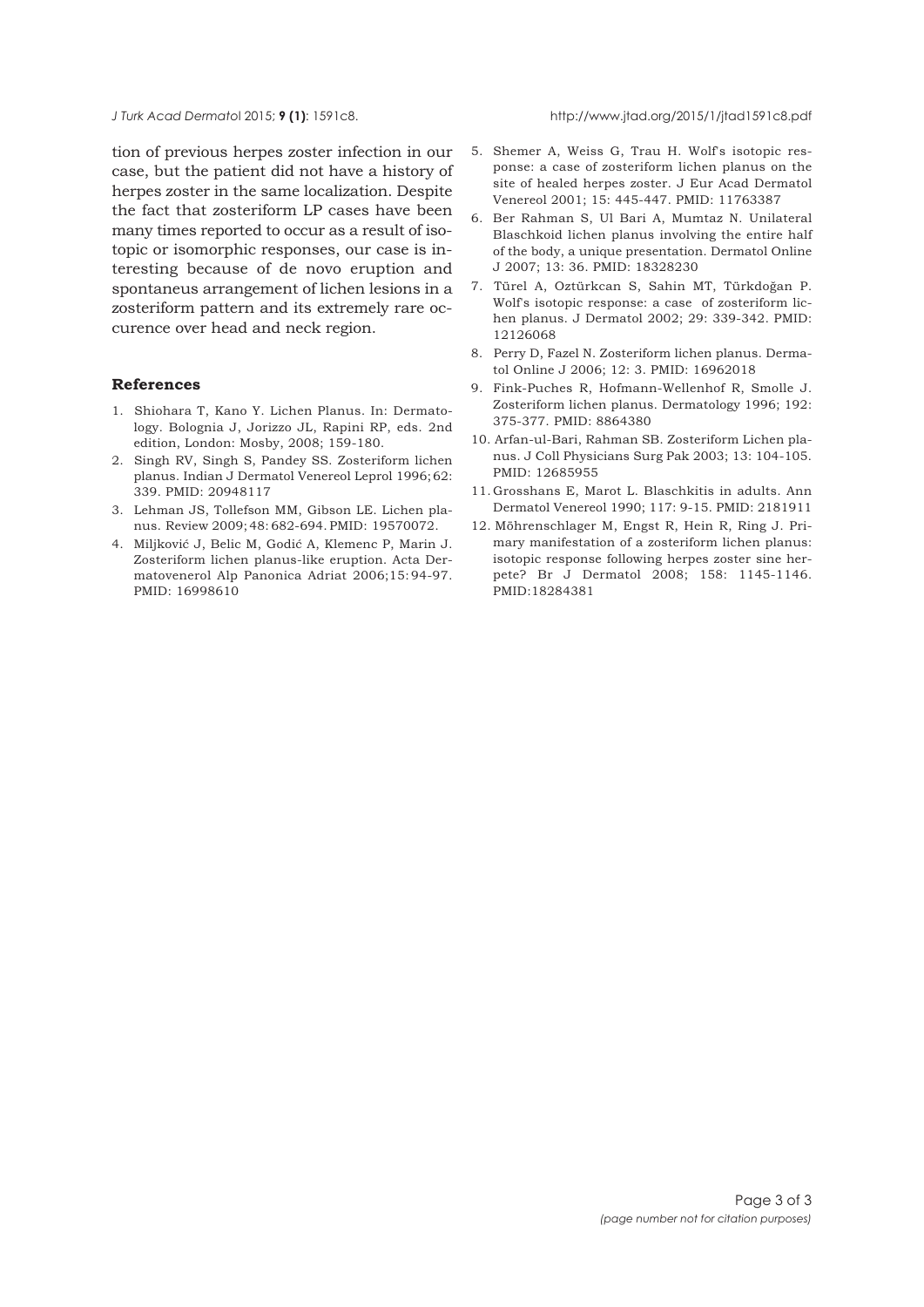tion of previous herpes zoster infection in our case, but the patient did not have a history of herpes zoster in the same localization. Despite the fact that zosteriform LP cases have been many times reported to occur as a result of isotopic or isomorphic responses, our case is interesting because of de novo eruption and spontaneus arrangement of lichen lesions in a zosteriform pattern and its extremely rare occurence over head and neck region.

## References

1. Shiohara T, Kano Y. Lichen Planus. In: Dermatology. Bolognia J, Jorizzo JL, Rapini RP, eds. 2nd edition, London: Mosby, 2008; 159-180.
2. Singh RV, Singh S, Pandey SS. Zosteriform lichen planus. Indian J Dermatol Venereol Leprol 1996; 62: 339. PMID: 20948117
3. Lehman JS, Tollefson MM, Gibson LE. Lichen planus. Review 2009; 48: 682-694. PMID: 19570072.
4. Miljković J, Belic M, Godić A, Klemenc P, Marin J. Zosteriform lichen planus-like eruption. Acta Dermatovenerol Alp Panonica Adriat 2006;15: 94-97. PMID: 16998610
5. Shemer A, Weiss G, Trau H. Wolf's isotopic response: a case of zosteriform lichen planus on the site of healed herpes zoster. J Eur Acad Dermatol Venereol 2001; 15: 445-447. PMID: 11763387
6. Ber Rahman S, Ul Bari A, Mumtaz N. Unilateral Blaschkoid lichen planus involving the entire half of the body, a unique presentation. Dermatol Online J 2007; 13: 36. PMID: 18328230
7. Türel A, Oztürkcan S, Sahin MT, Türkdoğan P. Wolf's isotopic response: a case of zosteriform lichen planus. J Dermatol 2002; 29: 339-342. PMID: 12126068
8. Perry D, Fazel N. Zosteriform lichen planus. Dermatol Online J 2006; 12: 3. PMID: 16962018
9. Fink-Puches R, Hofmann-Wellenhof R, Smolle J. Zosteriform lichen planus. Dermatology 1996; 192: 375-377. PMID: 8864380
10. Arfan-ul-Bari, Rahman SB. Zosteriform Lichen planus. J Coll Physicians Surg Pak 2003; 13: 104-105. PMID: 12685955
11. Grosshans E, Marot L. Blaschkitis in adults. Ann Dermatol Venereol 1990; 117: 9-15. PMID: 2181911
12. Möhrenschlager M, Engst R, Hein R, Ring J. Primary manifestation of a zosteriform lichen planus: isotopic response following herpes zoster sine herpete? Br J Dermatol 2008; 158: 1145-1146. PMID:18284381